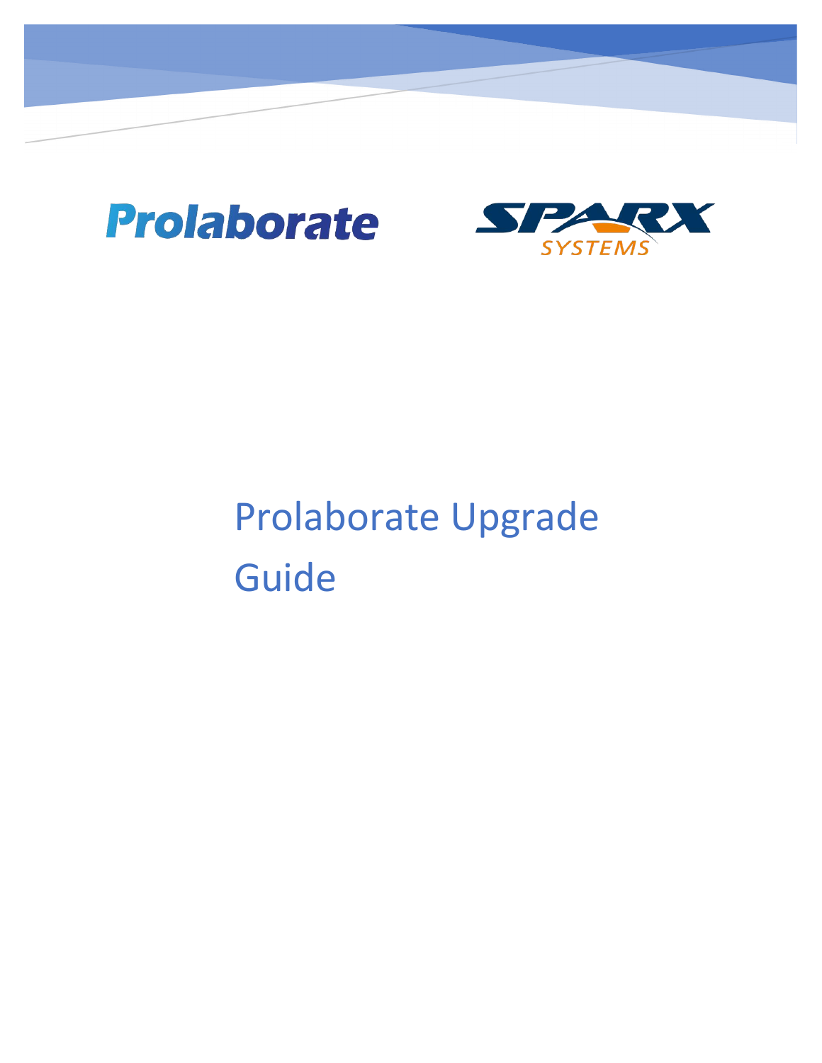# Prolaborate Upgrade Guide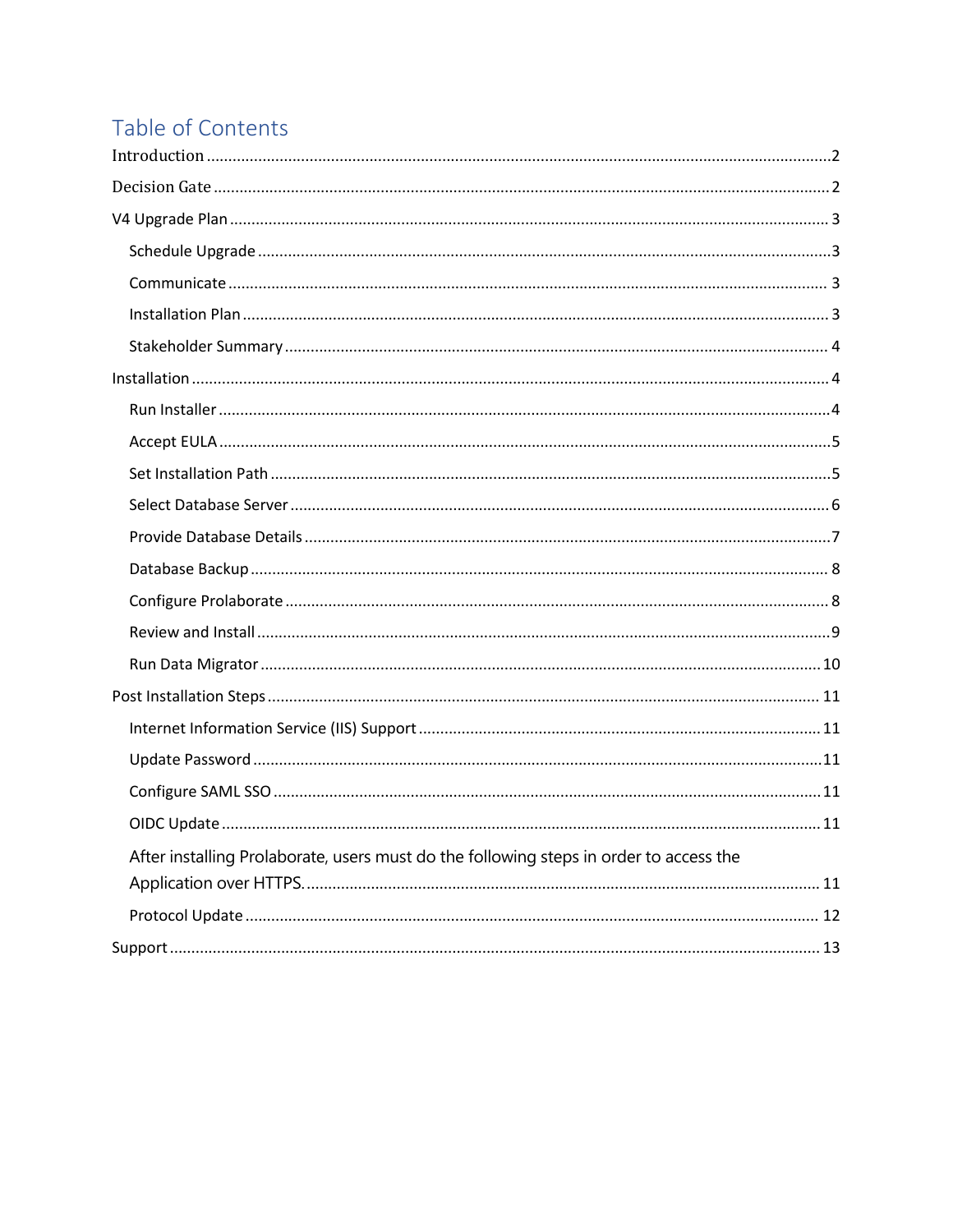# Table of Contents

Introduction ....................................................................................................................................2

Decision Gate ..................................................................................................................................2

V4 Upgrade Plan .............................................................................................................................3

- Schedule Upgrade .......................................................................................................................3
- Communicate ..............................................................................................................................3
- Installation Plan ..........................................................................................................................3
- Stakeholder Summary ..................................................................................................................4

Installation .....................................................................................................................................4

- Run Installer ...............................................................................................................................4
- Accept EULA ...............................................................................................................................5
- Set Installation Path ....................................................................................................................5
- Select Database Server ................................................................................................................6
- Provide Database Details .............................................................................................................7
- Database Backup .........................................................................................................................8
- Configure Prolaborate ..................................................................................................................8
- Review and Install .......................................................................................................................9
- Run Data Migrator .....................................................................................................................10

Post Installation Steps ..................................................................................................................11

- Internet Information Service (IIS) Support ..................................................................................11
- Update Password .......................................................................................................................11
- Configure SAML SSO ..................................................................................................................11
- OIDC Update .............................................................................................................................11
- After installing Prolaborate, users must do the following steps in order to access the Application over HTTPS. ..........................................................................................................11
- Protocol Update .........................................................................................................................12

Support .........................................................................................................................................13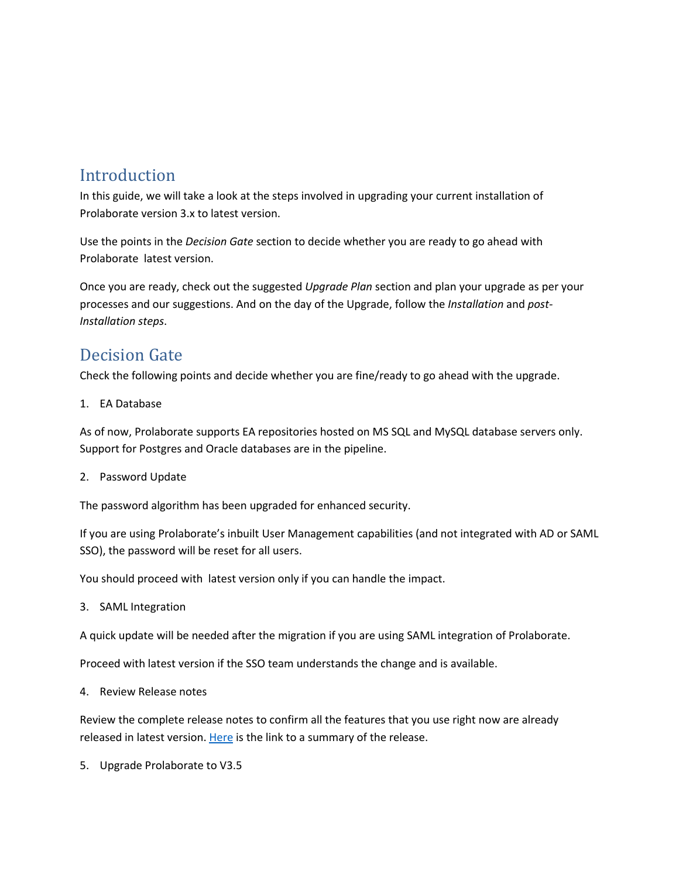## Introduction

In this guide, we will take a look at the steps involved in upgrading your current installation of Prolaborate version 3.x to latest version.

Use the points in the *Decision Gate* section to decide whether you are ready to go ahead with Prolaborate latest version.

Once you are ready, check out the suggested *Upgrade Plan* section and plan your upgrade as per your processes and our suggestions. And on the day of the Upgrade, follow the *Installation* and *post-Installation steps*.

## Decision Gate

Check the following points and decide whether you are fine/ready to go ahead with the upgrade.

1. EA Database

As of now, Prolaborate supports EA repositories hosted on MS SQL and MySQL database servers only. Support for Postgres and Oracle databases are in the pipeline.

2. Password Update

The password algorithm has been upgraded for enhanced security.

If you are using Prolaborate's inbuilt User Management capabilities (and not integrated with AD or SAML SSO), the password will be reset for all users.

You should proceed with latest version only if you can handle the impact.

3. SAML Integration

A quick update will be needed after the migration if you are using SAML integration of Prolaborate.

Proceed with latest version if the SSO team understands the change and is available.

4. Review Release notes

Review the complete release notes to confirm all the features that you use right now are already released in latest version. Here is the link to a summary of the release.

5. Upgrade Prolaborate to V3.5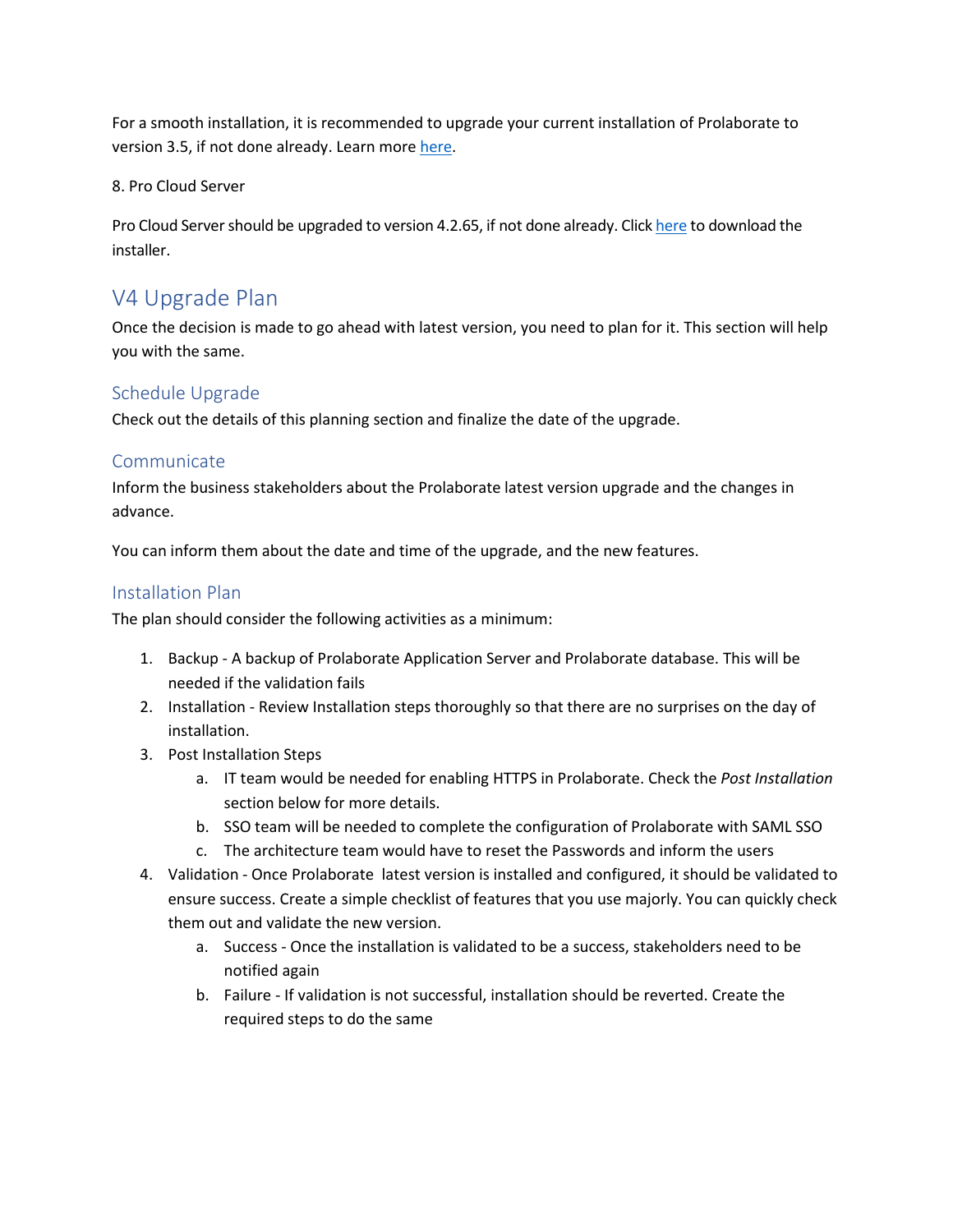For a smooth installation, it is recommended to upgrade your current installation of Prolaborate to version 3.5, if not done already. Learn more here.

8. Pro Cloud Server

Pro Cloud Server should be upgraded to version 4.2.65, if not done already. Click here to download the installer.

# V4 Upgrade Plan

Once the decision is made to go ahead with latest version, you need to plan for it. This section will help you with the same.

## Schedule Upgrade

Check out the details of this planning section and finalize the date of the upgrade.

## Communicate

Inform the business stakeholders about the Prolaborate latest version upgrade and the changes in advance.

You can inform them about the date and time of the upgrade, and the new features.

## Installation Plan

The plan should consider the following activities as a minimum:

1. Backup - A backup of Prolaborate Application Server and Prolaborate database. This will be needed if the validation fails
2. Installation - Review Installation steps thoroughly so that there are no surprises on the day of installation.
3. Post Installation Steps
    a. IT team would be needed for enabling HTTPS in Prolaborate. Check the *Post Installation* section below for more details.
    b. SSO team will be needed to complete the configuration of Prolaborate with SAML SSO
    c. The architecture team would have to reset the Passwords and inform the users
4. Validation - Once Prolaborate latest version is installed and configured, it should be validated to ensure success. Create a simple checklist of features that you use majorly. You can quickly check them out and validate the new version.
    a. Success - Once the installation is validated to be a success, stakeholders need to be notified again
    b. Failure - If validation is not successful, installation should be reverted. Create the required steps to do the same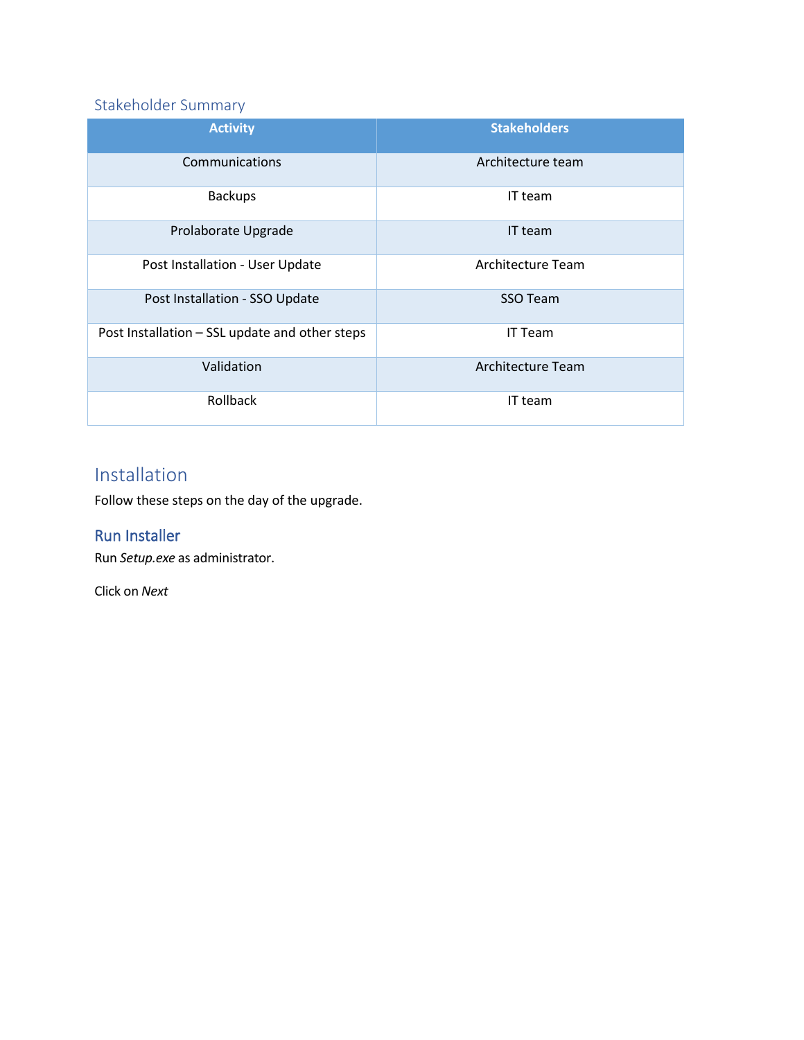### Stakeholder Summary

| Activity | Stakeholders |
| --- | --- |
| Communications | Architecture team |
| Backups | IT team |
| Prolaborate Upgrade | IT team |
| Post Installation - User Update | Architecture Team |
| Post Installation - SSO Update | SSO Team |
| Post Installation – SSL update and other steps | IT Team |
| Validation | Architecture Team |
| Rollback | IT team |

## Installation

Follow these steps on the day of the upgrade.

### Run Installer

Run *Setup.exe* as administrator.

Click on *Next*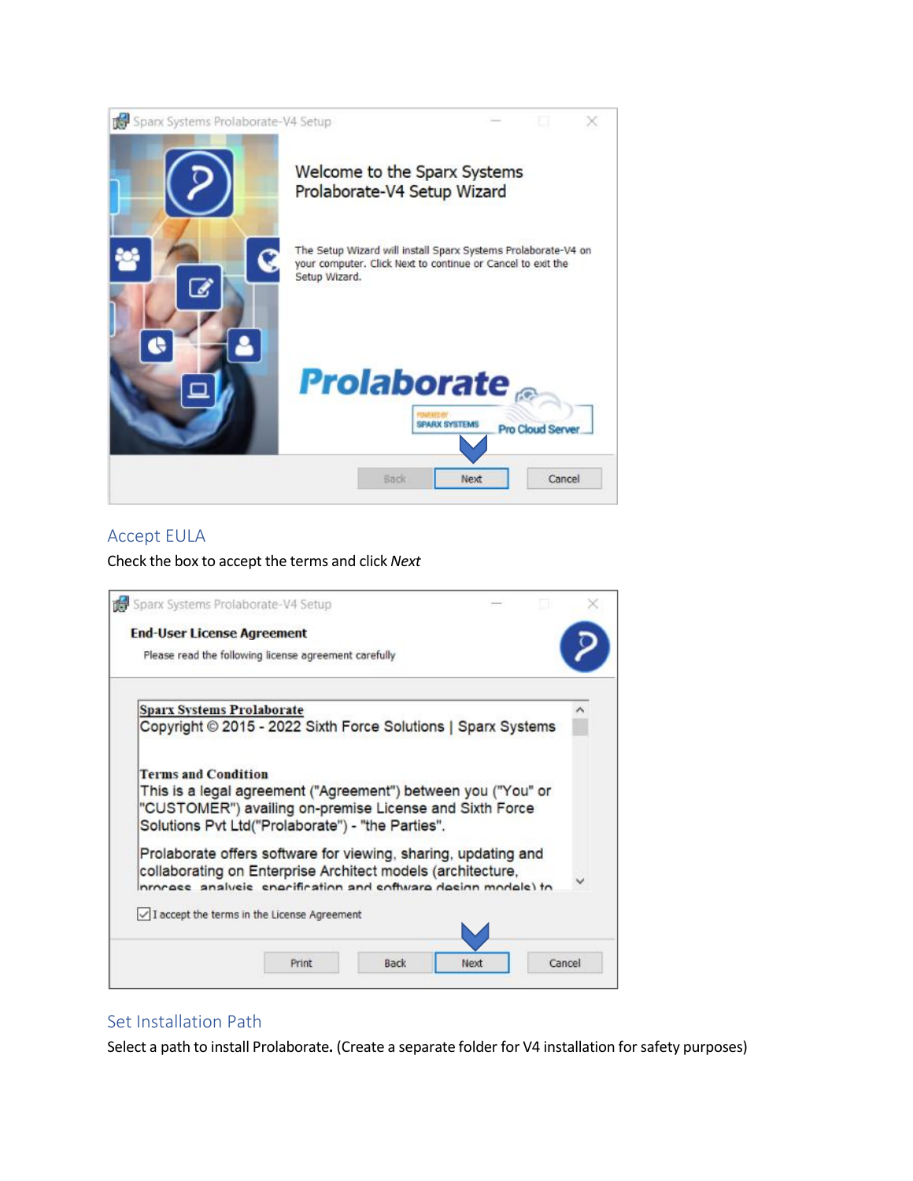## Accept EULA

Check the box to accept the terms and click *Next*

## Set Installation Path

Select a path to install Prolaborate. (Create a separate folder for V4 installation for safety purposes)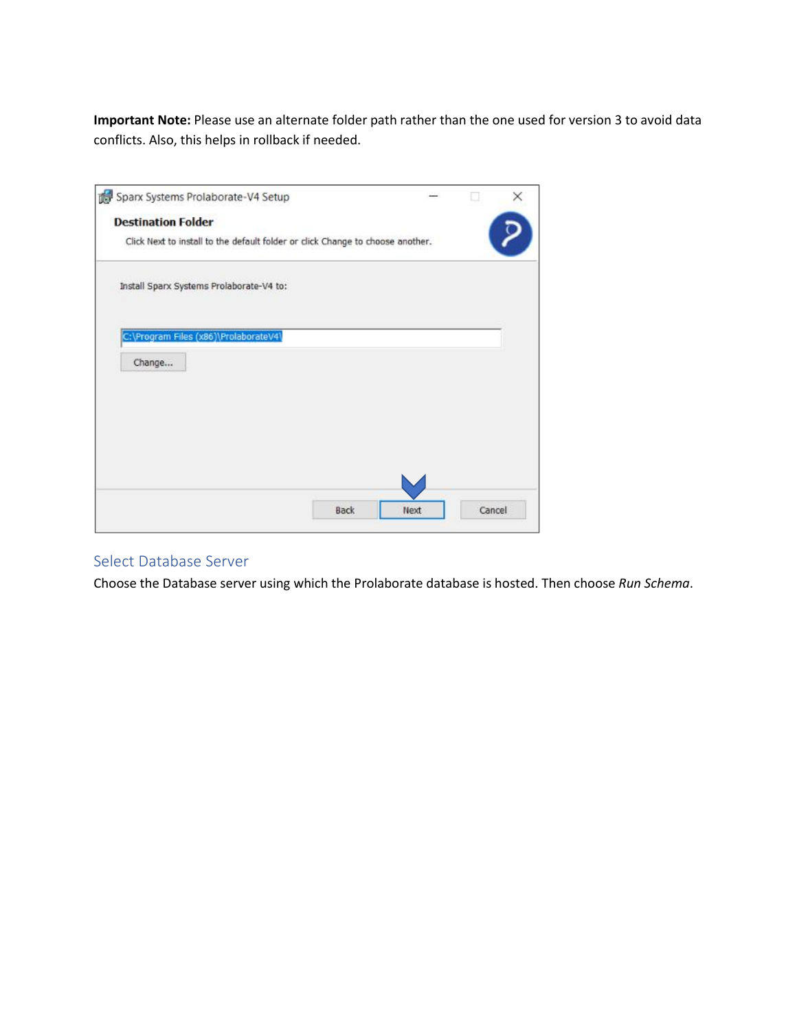**Important Note:** Please use an alternate folder path rather than the one used for version 3 to avoid data conflicts. Also, this helps in rollback if needed.

## Select Database Server

Choose the Database server using which the Prolaborate database is hosted. Then choose *Run Schema*.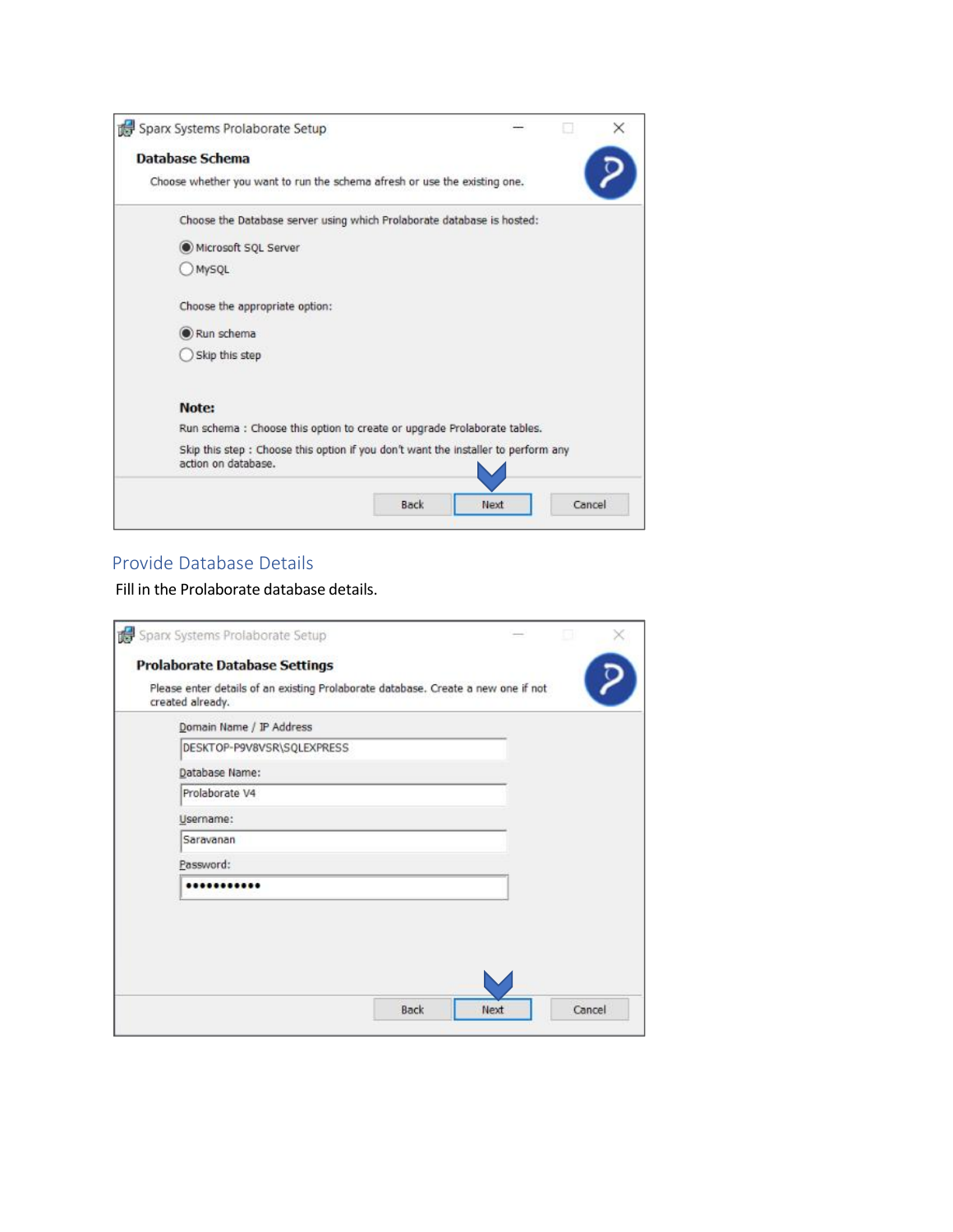## Provide Database Details

Fill in the Prolaborate database details.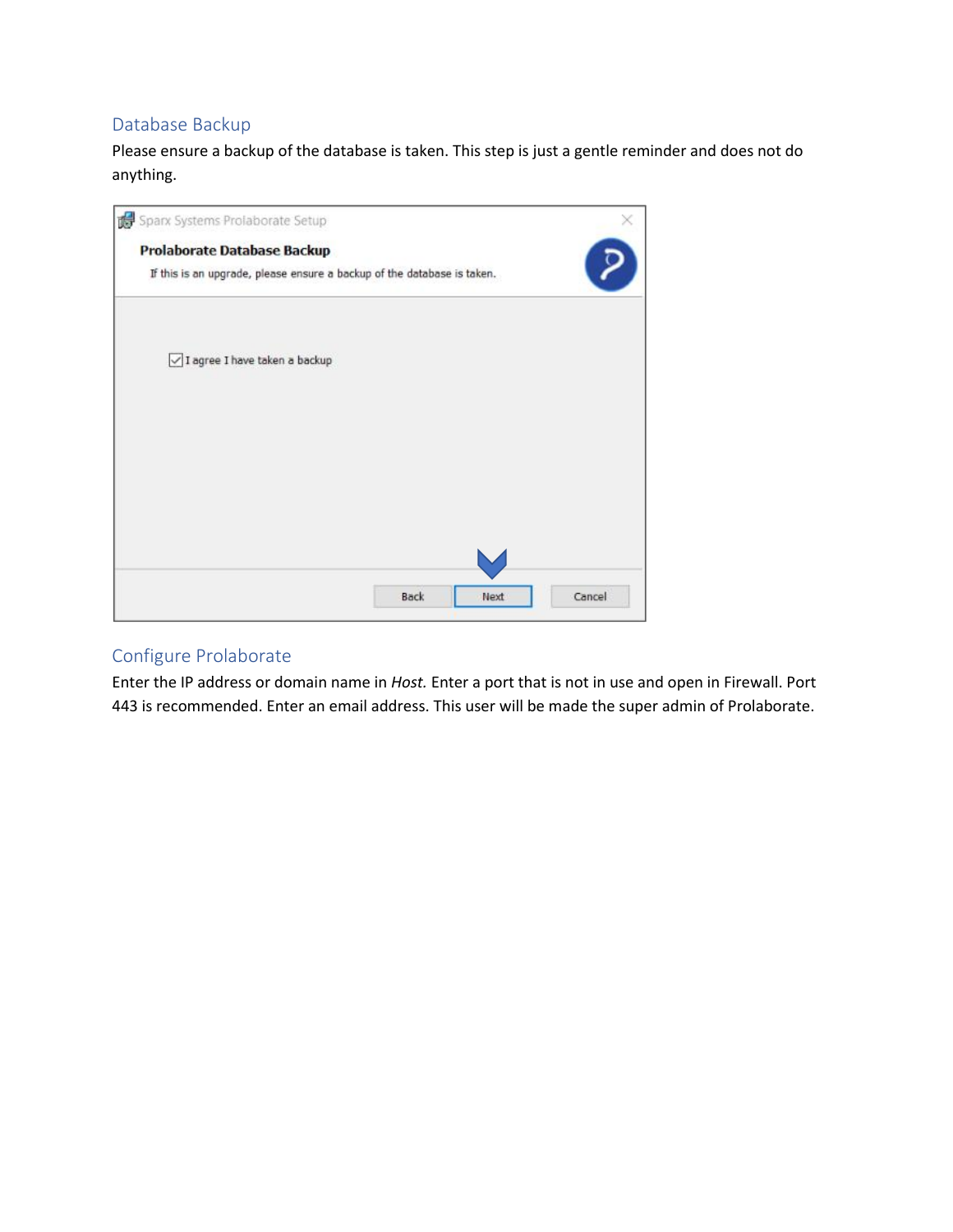## Database Backup

Please ensure a backup of the database is taken. This step is just a gentle reminder and does not do anything.

## Configure Prolaborate

Enter the IP address or domain name in *Host.* Enter a port that is not in use and open in Firewall. Port 443 is recommended. Enter an email address. This user will be made the super admin of Prolaborate.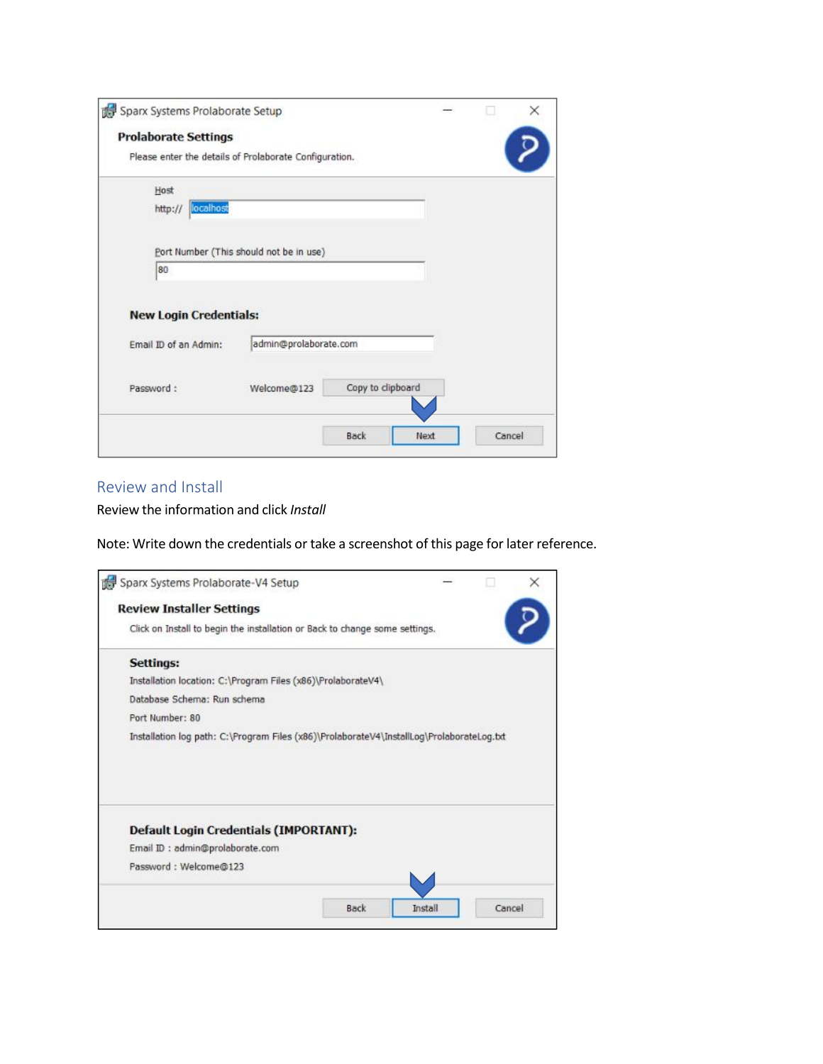Sparx Systems Prolaborate Setup

**Prolaborate Settings**

Please enter the details of Prolaborate Configuration.

Host

http:// localhost

Port Number (This should not be in use)

80

**New Login Credentials:**

Email ID of an Admin: admin@prolaborate.com

Password : Welcome@123 Copy to clipboard

Back Next Cancel

## Review and Install

Review the information and click *Install*

Note: Write down the credentials or take a screenshot of this page for later reference.

Sparx Systems Prolaborate-V4 Setup

**Review Installer Settings**

Click on Install to begin the installation or Back to change some settings.

**Settings:**

Installation location: C:\Program Files (x86)\ProlaborateV4\

Database Schema: Run schema

Port Number: 80

Installation log path: C:\Program Files (x86)\ProlaborateV4\InstallLog\ProlaborateLog.txt

**Default Login Credentials (IMPORTANT):**

Email ID : admin@prolaborate.com

Password : Welcome@123

Back Install Cancel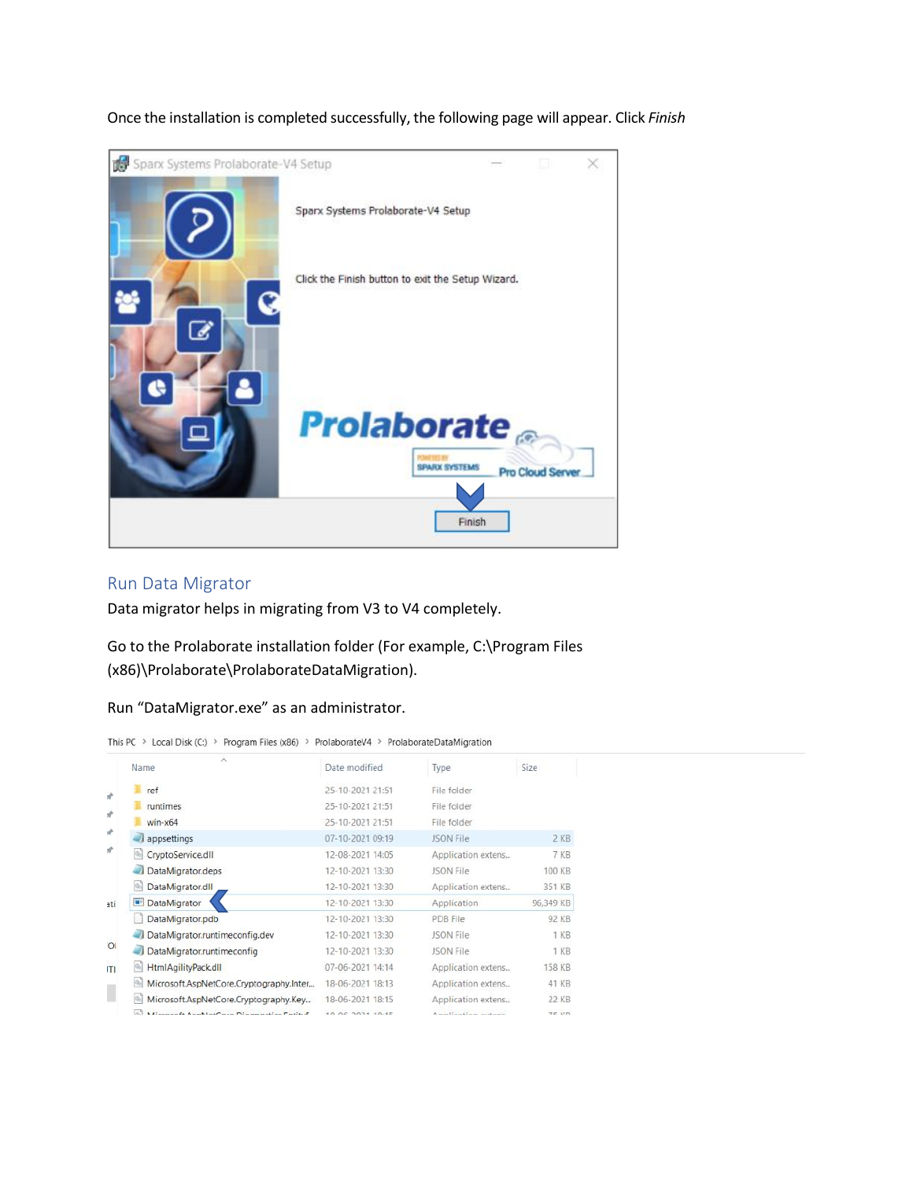Once the installation is completed successfully, the following page will appear. Click *Finish*

## Run Data Migrator

Data migrator helps in migrating from V3 to V4 completely.

Go to the Prolaborate installation folder (For example, C:\Program Files (x86)\Prolaborate\ProlaborateDataMigration).

Run "DataMigrator.exe" as an administrator.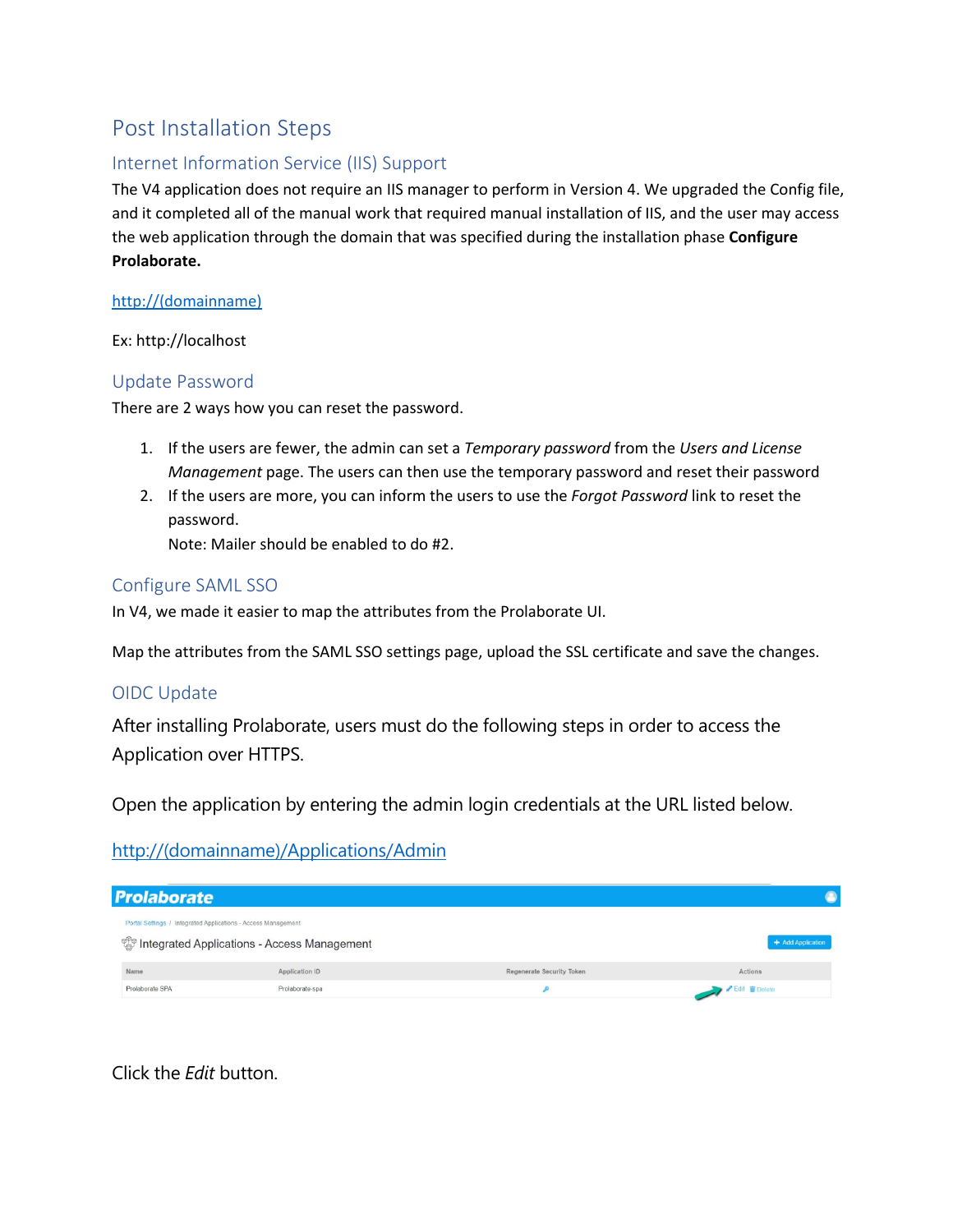# Post Installation Steps

## Internet Information Service (IIS) Support

The V4 application does not require an IIS manager to perform in Version 4. We upgraded the Config file, and it completed all of the manual work that required manual installation of IIS, and the user may access the web application through the domain that was specified during the installation phase **Configure Prolaborate.**

http://(domainname)

Ex: http://localhost

## Update Password

There are 2 ways how you can reset the password.

1. If the users are fewer, the admin can set a *Temporary password* from the *Users and License Management* page. The users can then use the temporary password and reset their password
2. If the users are more, you can inform the users to use the *Forgot Password* link to reset the password.
   Note: Mailer should be enabled to do #2.

## Configure SAML SSO

In V4, we made it easier to map the attributes from the Prolaborate UI.

Map the attributes from the SAML SSO settings page, upload the SSL certificate and save the changes.

## OIDC Update

After installing Prolaborate, users must do the following steps in order to access the Application over HTTPS.

Open the application by entering the admin login credentials at the URL listed below.

http://(domainname)/Applications/Admin

Click the *Edit* button.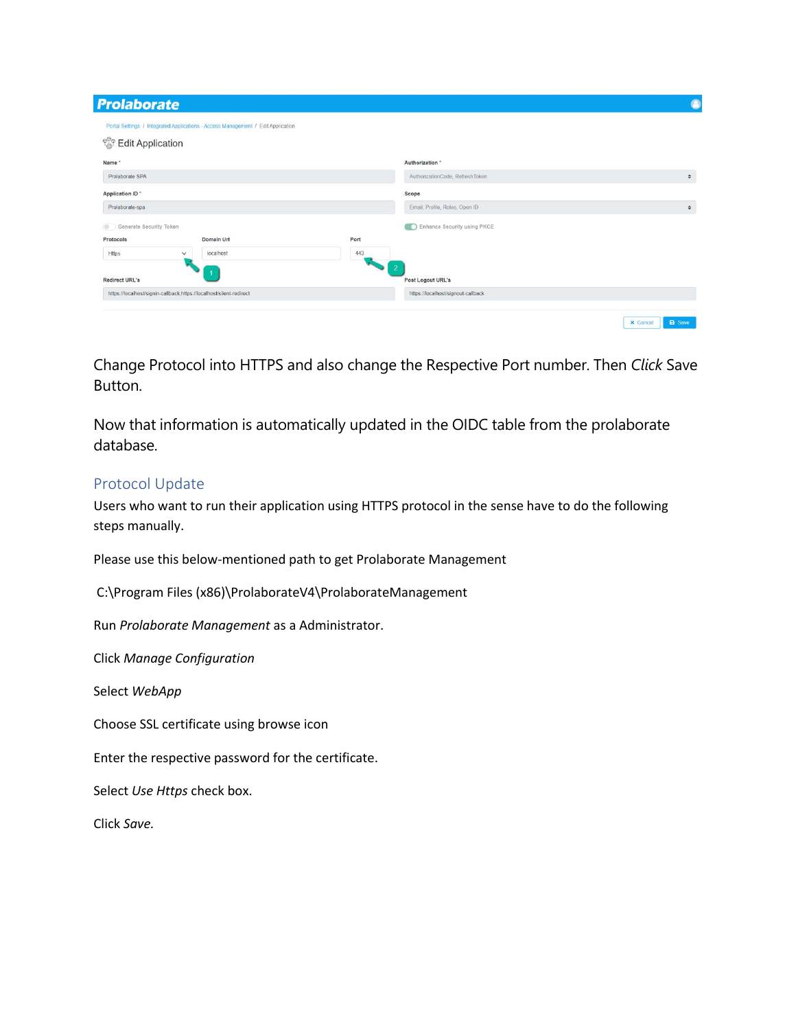Change Protocol into HTTPS and also change the Respective Port number. Then *Click* Save Button.

Now that information is automatically updated in the OIDC table from the prolaborate database.

## Protocol Update

Users who want to run their application using HTTPS protocol in the sense have to do the following steps manually.

Please use this below-mentioned path to get Prolaborate Management

C:\Program Files (x86)\ProlaborateV4\ProlaborateManagement

Run *Prolaborate Management* as a Administrator.

Click *Manage Configuration*

Select *WebApp*

Choose SSL certificate using browse icon

Enter the respective password for the certificate.

Select *Use Https* check box.

Click *Save*.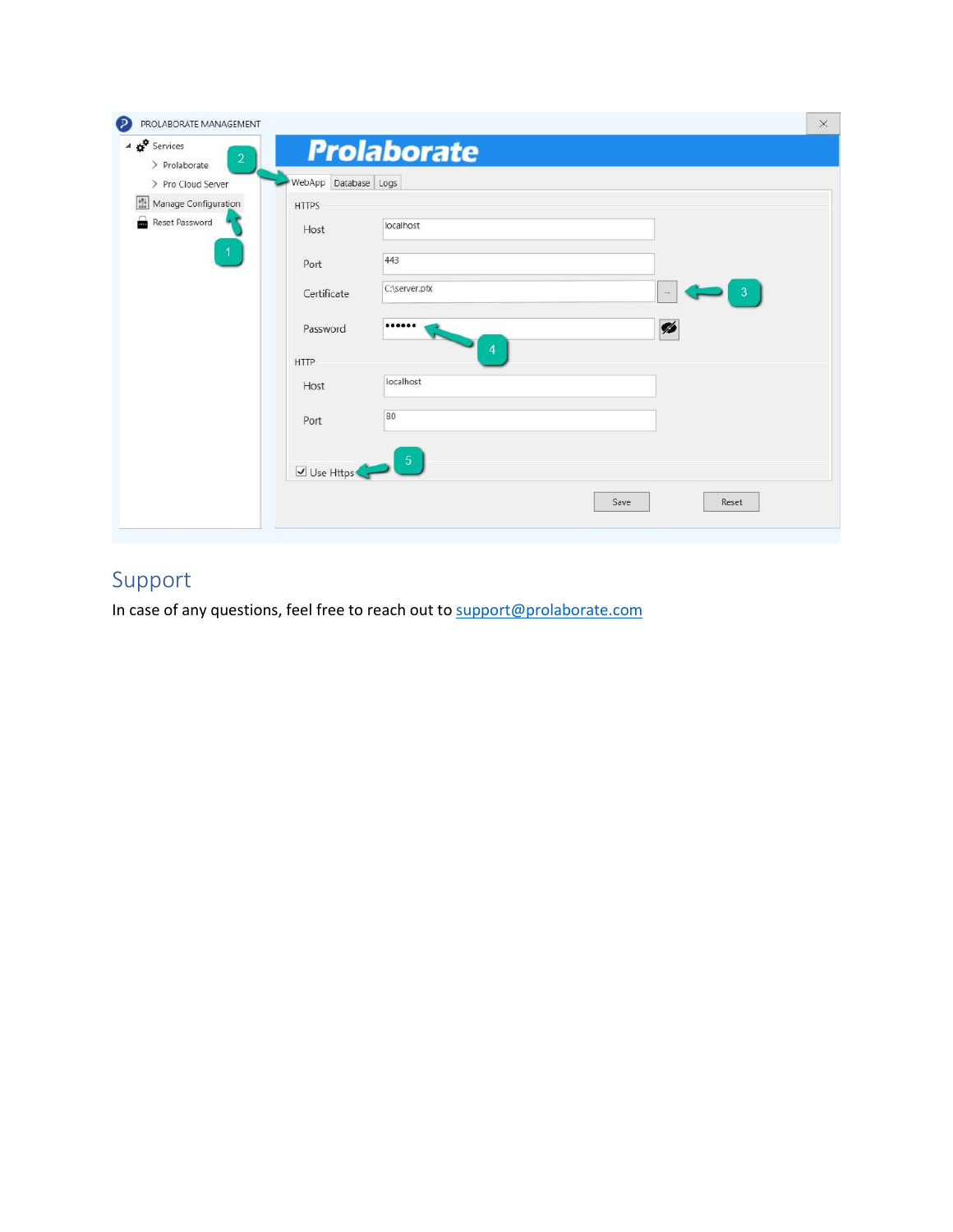## Support

In case of any questions, feel free to reach out to [support@prolaborate.com](mailto:support@prolaborate.com)